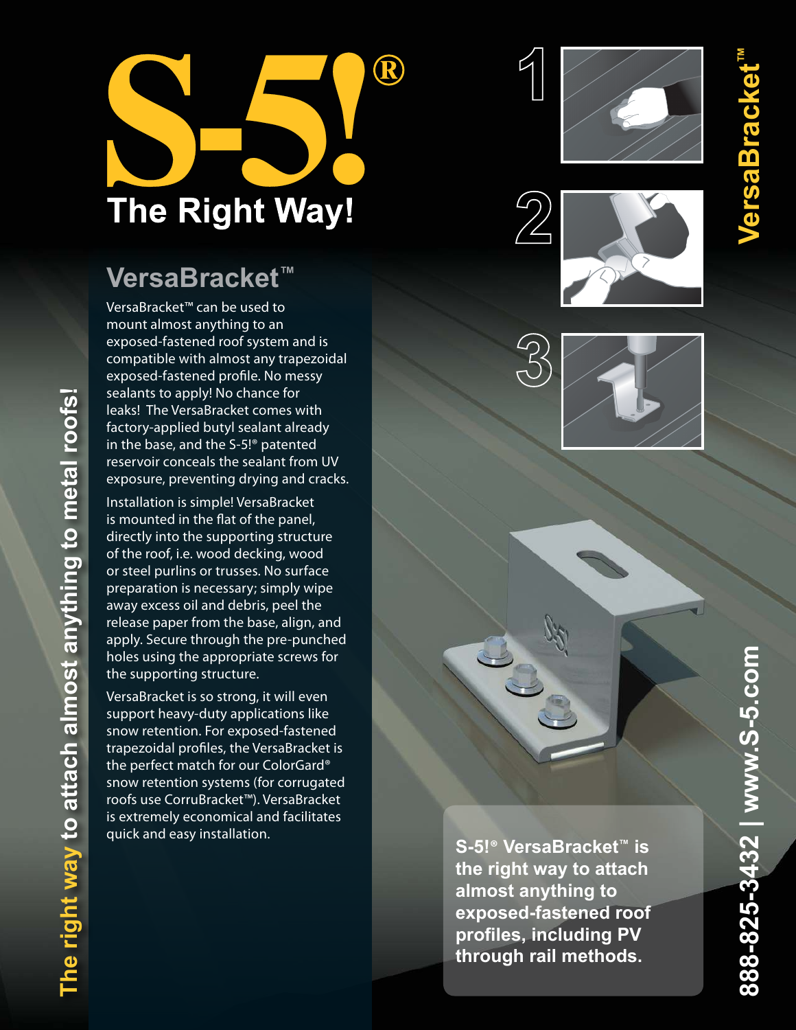# S-5!®

## The Right Way!

### VersaBracket™

VersaBracket™ can be used to mount almost anything to an exposed-fastened roof system and is compatible with almost any trapezoidal exposed-fastened profile. No messy sealants to apply! No chance for leaks! The VersaBracket comes with factory-applied butyl sealant already in the base, and the S-5!® patented reservoir conceals the sealant from UV exposure, preventing drying and cracks.

Installation is simple! VersaBracket is mounted in the flat of the panel, directly into the supporting structure of the roof, i.e. wood decking, wood or steel purlins or trusses. No surface preparation is necessary; simply wipe away excess oil and debris, peel the release paper from the base, align, and apply. Secure through the pre-punched holes using the appropriate screws for the supporting structure.

VersaBracket is so strong, it will even support heavy-duty applications like snow retention. For exposed-fastened trapezoidal profiles, the VersaBracket is the perfect match for our ColorGard® snow retention systems (for corrugated roofs use CorruBracket™). VersaBracket is extremely economical and facilitates quick and easy installation.

1

2

3

**S-5!® VersaBracket™ is the right way to attach almost anything to exposed-fastened roof profiles, including PV through rail methods.**

The right way to attach almost anything to metal roofs!

VersaBracket™

888-825-3432 | www.S-5.com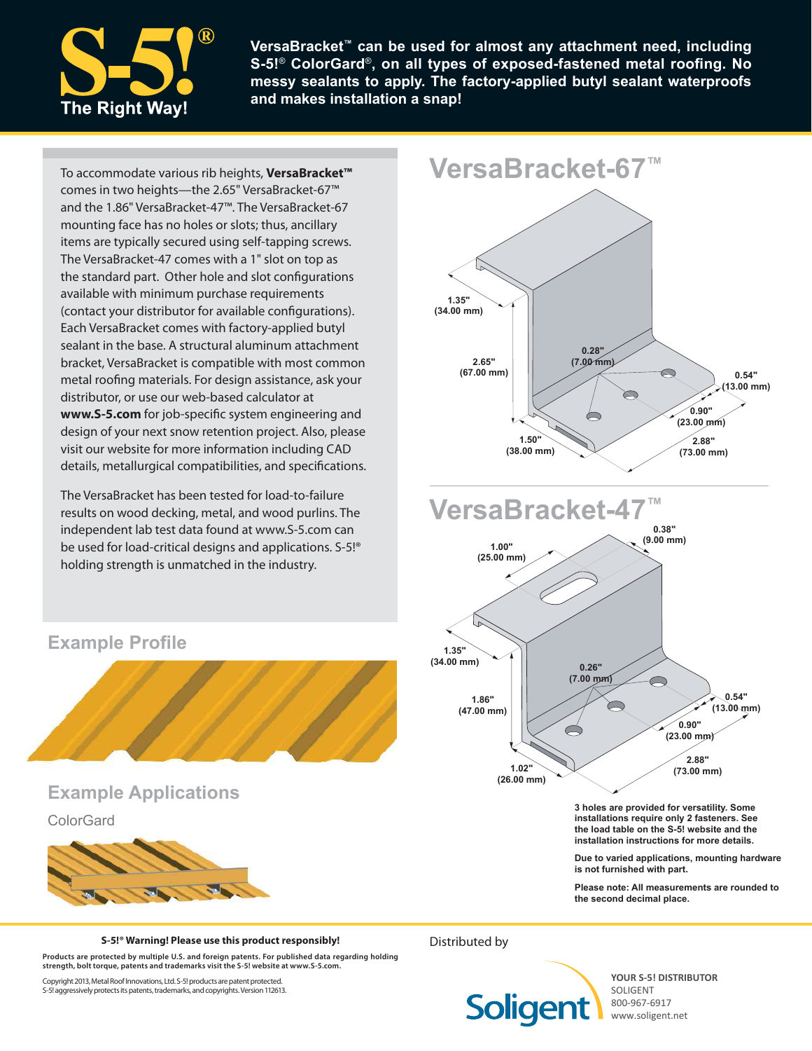S-5!®
The Right Way!

**VersaBracket™ can be used for almost any attachment need, including S-5!® ColorGard®, on all types of exposed-fastened metal roofing. No messy sealants to apply. The factory-applied butyl sealant waterproofs and makes installation a snap!**

To accommodate various rib heights, **VersaBracket™** comes in two heights—the 2.65" VersaBracket-67™ and the 1.86" VersaBracket-47™. The VersaBracket-67 mounting face has no holes or slots; thus, ancillary items are typically secured using self-tapping screws. The VersaBracket-47 comes with a 1" slot on top as the standard part. Other hole and slot configurations available with minimum purchase requirements (contact your distributor for available configurations). Each VersaBracket comes with factory-applied butyl sealant in the base. A structural aluminum attachment bracket, VersaBracket is compatible with most common metal roofing materials. For design assistance, ask your distributor, or use our web-based calculator at **www.S-5.com** for job-specific system engineering and design of your next snow retention project. Also, please visit our website for more information including CAD details, metallurgical compatibilities, and specifications.

The VersaBracket has been tested for load-to-failure results on wood decking, metal, and wood purlins. The independent lab test data found at www.S-5.com can be used for load-critical designs and applications. S-5!® holding strength is unmatched in the industry.

## VersaBracket-67™

1.35" (34.00 mm)
2.65" (67.00 mm)
0.28" (7.00 mm)
0.54" (13.00 mm)
0.90" (23.00 mm)
1.50" (38.00 mm)
2.88" (73.00 mm)

## VersaBracket-47™

0.38" (9.00 mm)
1.00" (25.00 mm)
1.35" (34.00 mm)
0.26" (7.00 mm)
1.86" (47.00 mm)
0.54" (13.00 mm)
0.90" (23.00 mm)
1.02" (26.00 mm)
2.88" (73.00 mm)

**3 holes are provided for versatility. Some installations require only 2 fasteners. See the load table on the S-5! website and the installation instructions for more details.**

**Due to varied applications, mounting hardware is not furnished with part.**

**Please note: All measurements are rounded to the second decimal place.**

## Example Profile

## Example Applications

ColorGard

**S-5!® Warning! Please use this product responsibly!**

**Products are protected by multiple U.S. and foreign patents. For published data regarding holding strength, bolt torque, patents and trademarks visit the S-5! website at www.S-5.com.**

Copyright 2013, Metal Roof Innovations, Ltd. S-5! products are patent protected.
S-5! aggressively protects its patents, trademarks, and copyrights. Version 112613.

Distributed by

Soligent

**YOUR S-5! DISTRIBUTOR**
SOLIGENT
800-967-6917
www.soligent.net